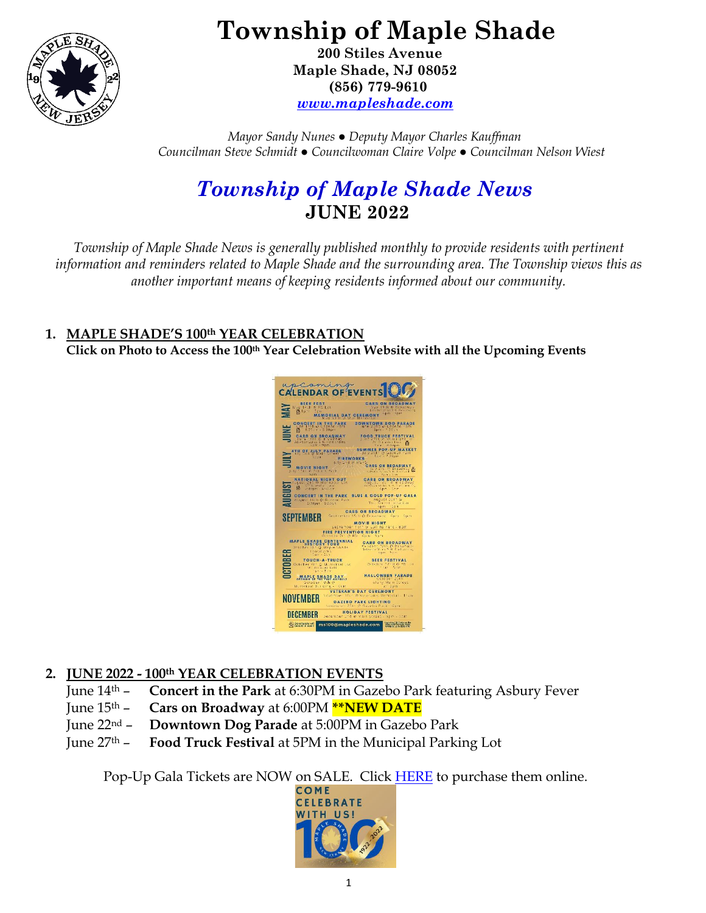# Township of Maple Shade

**200 Stiles Avenue**
**Maple Shade, NJ 08052**
**(856) 779-9610**
***www.mapleshade.com***

*Mayor Sandy Nunes ● Deputy Mayor Charles Kauffman*
*Councilman Steve Schmidt ● Councilwoman Claire Volpe ● Councilman Nelson Wiest*

## *Township of Maple Shade News*
## JUNE 2022

*Township of Maple Shade News is generally published monthly to provide residents with pertinent information and reminders related to Maple Shade and the surrounding area. The Township views this as another important means of keeping residents informed about our community.*

1. **MAPLE SHADE'S 100th YEAR CELEBRATION**
   **Click on Photo to Access the 100th Year Celebration Website with all the Upcoming Events**

2. **JUNE 2022 - 100th YEAR CELEBRATION EVENTS**
   - June 14th – **Concert in the Park** at 6:30PM in Gazebo Park featuring Asbury Fever
   - June 15th – **Cars on Broadway** at 6:00PM **\*\*NEW DATE**
   - June 22nd – **Downtown Dog Parade** at 5:00PM in Gazebo Park
   - June 27th – **Food Truck Festival** at 5PM in the Municipal Parking Lot

Pop-Up Gala Tickets are NOW on SALE. Click HERE to purchase them online.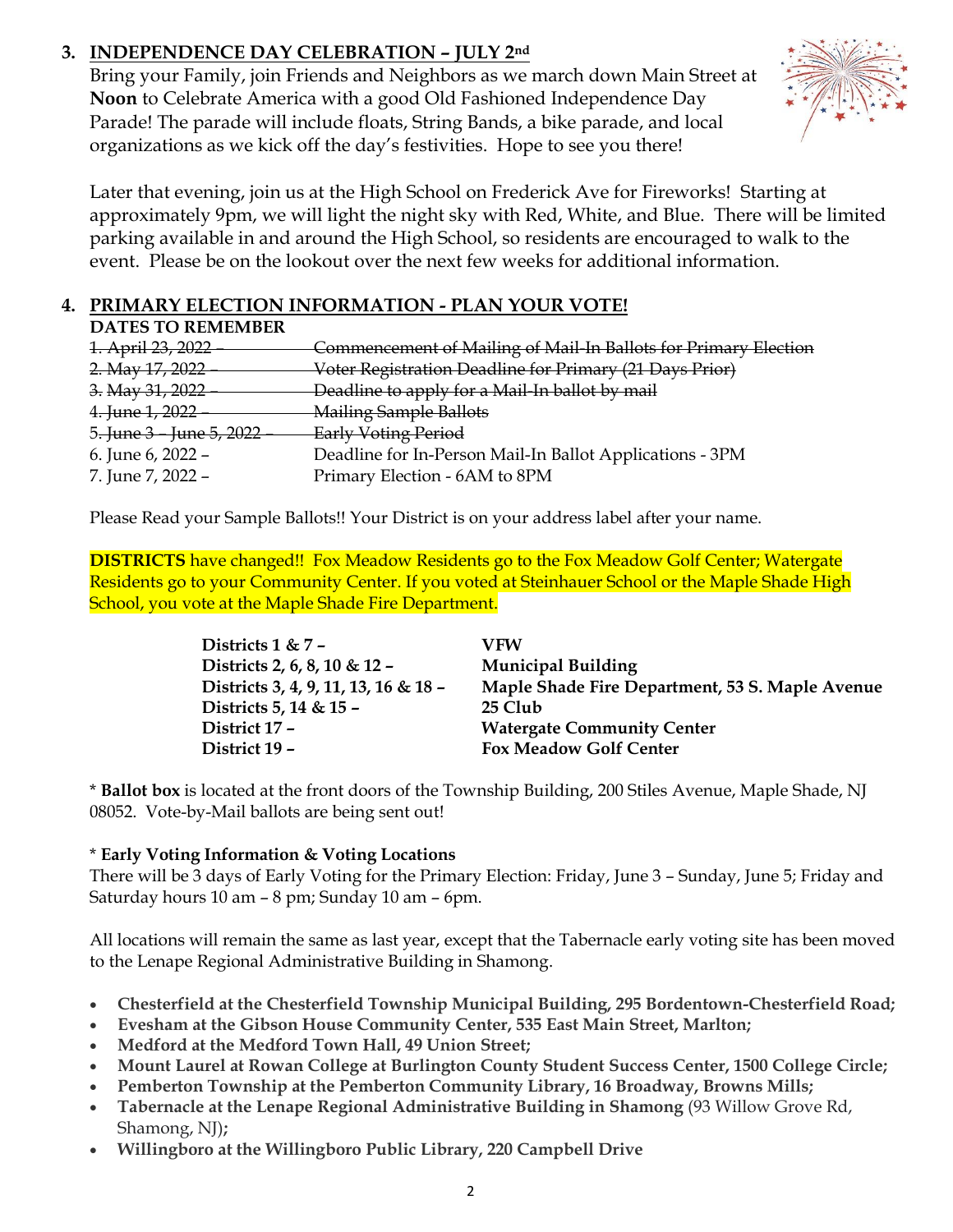## 3. INDEPENDENCE DAY CELEBRATION – JULY 2nd

Bring your Family, join Friends and Neighbors as we march down Main Street at **Noon** to Celebrate America with a good Old Fashioned Independence Day Parade! The parade will include floats, String Bands, a bike parade, and local organizations as we kick off the day's festivities. Hope to see you there!

Later that evening, join us at the High School on Frederick Ave for Fireworks! Starting at approximately 9pm, we will light the night sky with Red, White, and Blue. There will be limited parking available in and around the High School, so residents are encouraged to walk to the event. Please be on the lookout over the next few weeks for additional information.

## 4. PRIMARY ELECTION INFORMATION - PLAN YOUR VOTE!

**DATES TO REMEMBER**

| | |
|---|---|
| ~~1. April 23, 2022 –~~ | ~~Commencement of Mailing of Mail-In Ballots for Primary Election~~ |
| ~~2. May 17, 2022 –~~ | ~~Voter Registration Deadline for Primary (21 Days Prior)~~ |
| ~~3. May 31, 2022 –~~ | ~~Deadline to apply for a Mail-In ballot by mail~~ |
| ~~4. June 1, 2022 –~~ | ~~Mailing Sample Ballots~~ |
| ~~5. June 3 – June 5, 2022 –~~ | ~~Early Voting Period~~ |
| 6. June 6, 2022 – | Deadline for In-Person Mail-In Ballot Applications - 3PM |
| 7. June 7, 2022 – | Primary Election - 6AM to 8PM |

Please Read your Sample Ballots!! Your District is on your address label after your name.

**DISTRICTS** have changed!! Fox Meadow Residents go to the Fox Meadow Golf Center; Watergate Residents go to your Community Center. If you voted at Steinhauer School or the Maple Shade High School, you vote at the Maple Shade Fire Department.

| | |
|---|---|
| **Districts 1 & 7 –** | **VFW** |
| **Districts 2, 6, 8, 10 & 12 –** | **Municipal Building** |
| **Districts 3, 4, 9, 11, 13, 16 & 18 –** | **Maple Shade Fire Department, 53 S. Maple Avenue** |
| **Districts 5, 14 & 15 –** | **25 Club** |
| **District 17 –** | **Watergate Community Center** |
| **District 19 –** | **Fox Meadow Golf Center** |

* **Ballot box** is located at the front doors of the Township Building, 200 Stiles Avenue, Maple Shade, NJ 08052. Vote-by-Mail ballots are being sent out!

* **Early Voting Information & Voting Locations**

There will be 3 days of Early Voting for the Primary Election: Friday, June 3 – Sunday, June 5; Friday and Saturday hours 10 am – 8 pm; Sunday 10 am – 6pm.

All locations will remain the same as last year, except that the Tabernacle early voting site has been moved to the Lenape Regional Administrative Building in Shamong.

- **Chesterfield at the Chesterfield Township Municipal Building, 295 Bordentown-Chesterfield Road;**
- **Evesham at the Gibson House Community Center, 535 East Main Street, Marlton;**
- **Medford at the Medford Town Hall, 49 Union Street;**
- **Mount Laurel at Rowan College at Burlington County Student Success Center, 1500 College Circle;**
- **Pemberton Township at the Pemberton Community Library, 16 Broadway, Browns Mills;**
- **Tabernacle at the Lenape Regional Administrative Building in Shamong** (93 Willow Grove Rd, Shamong, NJ)**;**
- **Willingboro at the Willingboro Public Library, 220 Campbell Drive**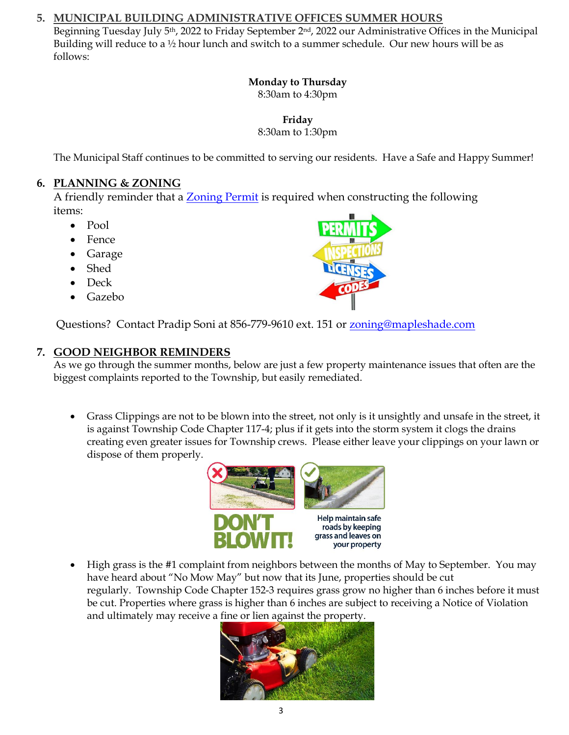5. **MUNICIPAL BUILDING ADMINISTRATIVE OFFICES SUMMER HOURS**

Beginning Tuesday July 5th, 2022 to Friday September 2nd, 2022 our Administrative Offices in the Municipal Building will reduce to a ½ hour lunch and switch to a summer schedule. Our new hours will be as follows:

**Monday to Thursday**
8:30am to 4:30pm

**Friday**
8:30am to 1:30pm

The Municipal Staff continues to be committed to serving our residents. Have a Safe and Happy Summer!

6. **PLANNING & ZONING**

A friendly reminder that a Zoning Permit is required when constructing the following items:

- Pool
- Fence
- Garage
- Shed
- Deck
- Gazebo

PERMITS
INSPECTIONS
LICENSES
CODES

Questions? Contact Pradip Soni at 856-779-9610 ext. 151 or zoning@mapleshade.com

7. **GOOD NEIGHBOR REMINDERS**

As we go through the summer months, below are just a few property maintenance issues that often are the biggest complaints reported to the Township, but easily remediated.

- Grass Clippings are not to be blown into the street, not only is it unsightly and unsafe in the street, it is against Township Code Chapter 117-4; plus if it gets into the storm system it clogs the drains creating even greater issues for Township crews. Please either leave your clippings on your lawn or dispose of them properly.

DON'T BLOW IT!

Help maintain safe roads by keeping grass and leaves on your property

- High grass is the #1 complaint from neighbors between the months of May to September. You may have heard about "No Mow May" but now that its June, properties should be cut regularly. Township Code Chapter 152-3 requires grass grow no higher than 6 inches before it must be cut. Properties where grass is higher than 6 inches are subject to receiving a Notice of Violation and ultimately may receive a fine or lien against the property.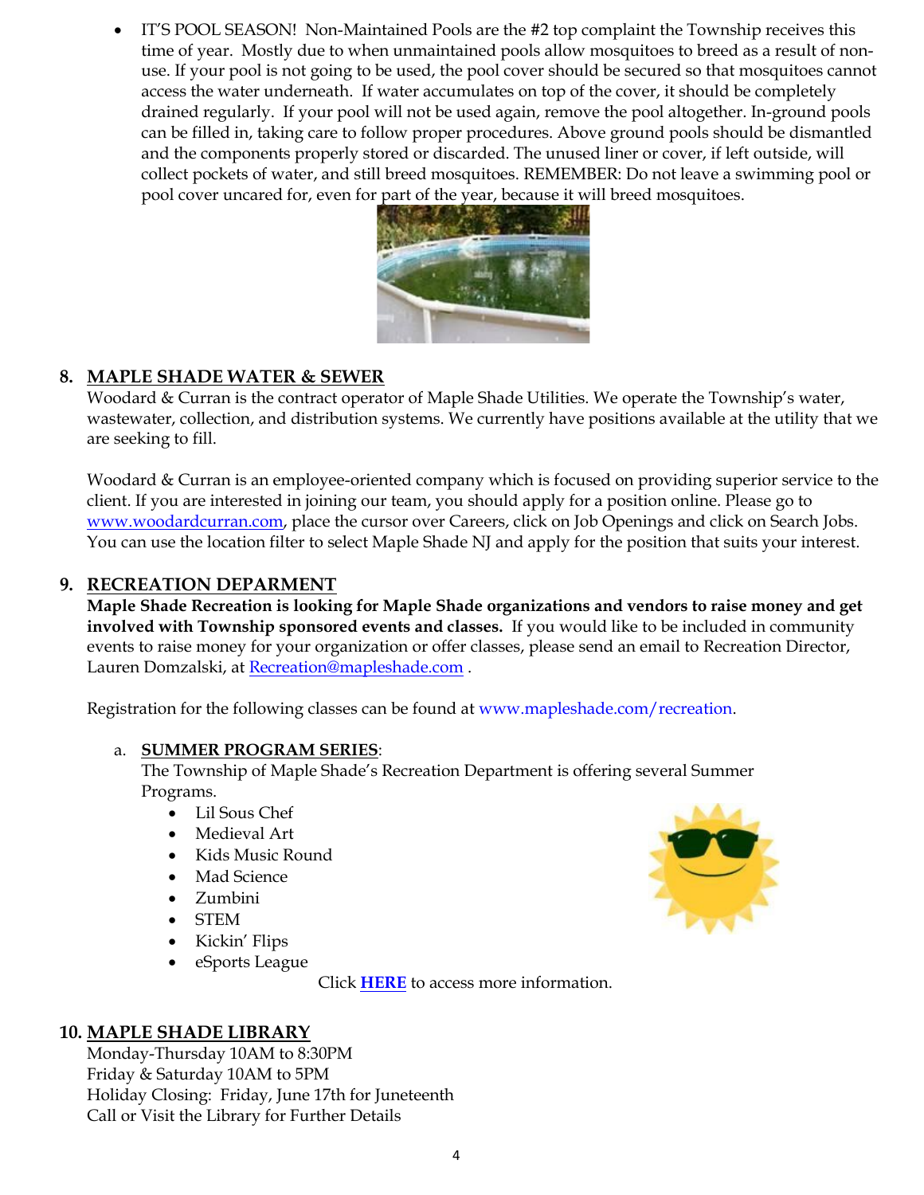- IT'S POOL SEASON! Non-Maintained Pools are the #2 top complaint the Township receives this time of year. Mostly due to when unmaintained pools allow mosquitoes to breed as a result of non-use. If your pool is not going to be used, the pool cover should be secured so that mosquitoes cannot access the water underneath. If water accumulates on top of the cover, it should be completely drained regularly. If your pool will not be used again, remove the pool altogether. In-ground pools can be filled in, taking care to follow proper procedures. Above ground pools should be dismantled and the components properly stored or discarded. The unused liner or cover, if left outside, will collect pockets of water, and still breed mosquitoes. REMEMBER: Do not leave a swimming pool or pool cover uncared for, even for part of the year, because it will breed mosquitoes.

## 8. MAPLE SHADE WATER & SEWER

Woodard & Curran is the contract operator of Maple Shade Utilities. We operate the Township's water, wastewater, collection, and distribution systems. We currently have positions available at the utility that we are seeking to fill.

Woodard & Curran is an employee-oriented company which is focused on providing superior service to the client. If you are interested in joining our team, you should apply for a position online. Please go to www.woodardcurran.com, place the cursor over Careers, click on Job Openings and click on Search Jobs. You can use the location filter to select Maple Shade NJ and apply for the position that suits your interest.

## 9. RECREATION DEPARMENT

**Maple Shade Recreation is looking for Maple Shade organizations and vendors to raise money and get involved with Township sponsored events and classes.** If you would like to be included in community events to raise money for your organization or offer classes, please send an email to Recreation Director, Lauren Domzalski, at Recreation@mapleshade.com .

Registration for the following classes can be found at www.mapleshade.com/recreation.

a. **SUMMER PROGRAM SERIES**:
   The Township of Maple Shade's Recreation Department is offering several Summer Programs.
   - Lil Sous Chef
   - Medieval Art
   - Kids Music Round
   - Mad Science
   - Zumbini
   - STEM
   - Kickin' Flips
   - eSports League

   Click **HERE** to access more information.

## 10. MAPLE SHADE LIBRARY

Monday-Thursday 10AM to 8:30PM
Friday & Saturday 10AM to 5PM
Holiday Closing: Friday, June 17th for Juneteenth
Call or Visit the Library for Further Details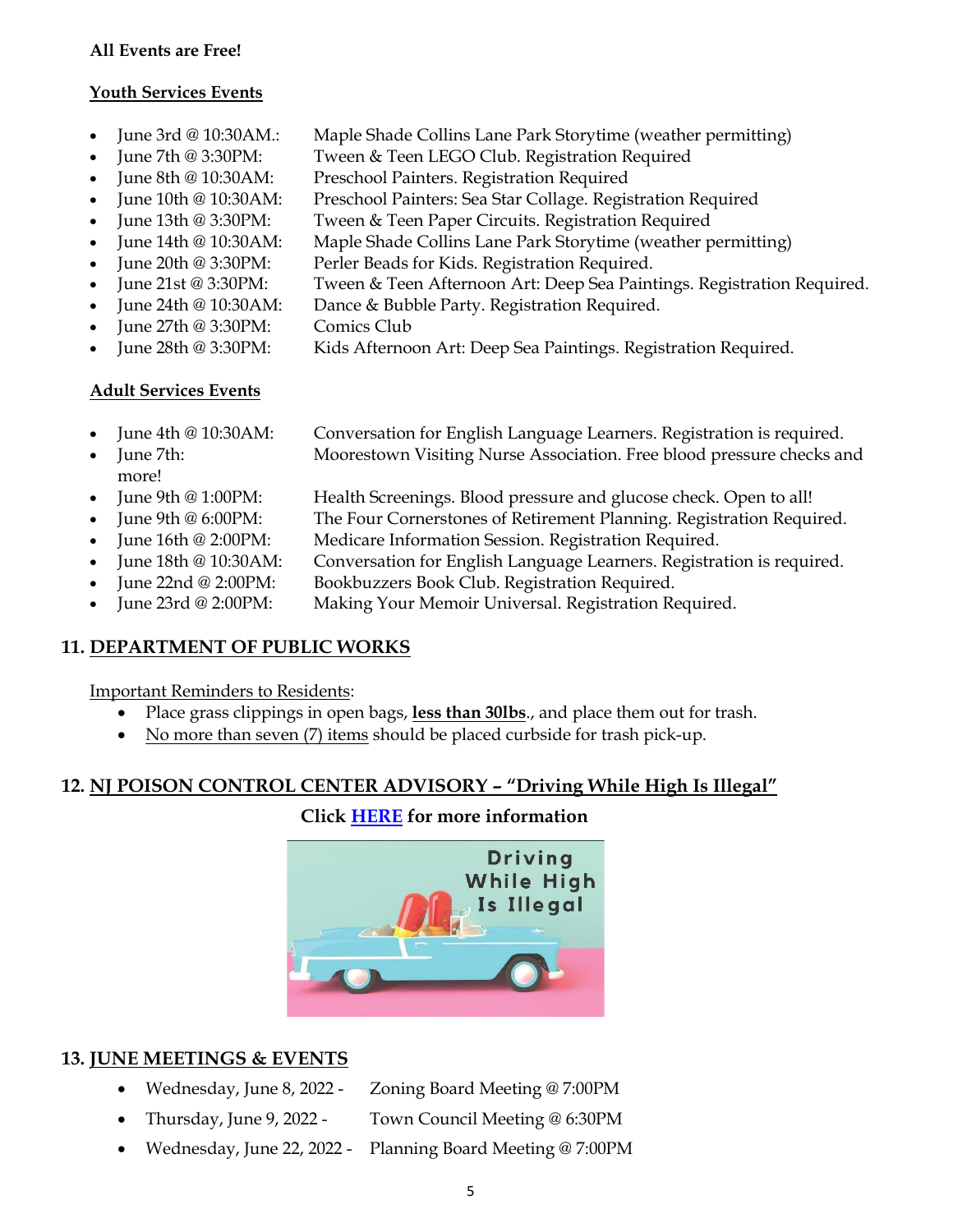**All Events are Free!**

**Youth Services Events**

- June 3rd @ 10:30AM.: Maple Shade Collins Lane Park Storytime (weather permitting)
- June 7th @ 3:30PM: Tween & Teen LEGO Club. Registration Required
- June 8th @ 10:30AM: Preschool Painters. Registration Required
- June 10th @ 10:30AM: Preschool Painters: Sea Star Collage. Registration Required
- June 13th @ 3:30PM: Tween & Teen Paper Circuits. Registration Required
- June 14th @ 10:30AM: Maple Shade Collins Lane Park Storytime (weather permitting)
- June 20th @ 3:30PM: Perler Beads for Kids. Registration Required.
- June 21st @ 3:30PM: Tween & Teen Afternoon Art: Deep Sea Paintings. Registration Required.
- June 24th @ 10:30AM: Dance & Bubble Party. Registration Required.
- June 27th @ 3:30PM: Comics Club
- June 28th @ 3:30PM: Kids Afternoon Art: Deep Sea Paintings. Registration Required.

**Adult Services Events**

- June 4th @ 10:30AM: Conversation for English Language Learners. Registration is required.
- June 7th: Moorestown Visiting Nurse Association. Free blood pressure checks and more!
- June 9th @ 1:00PM: Health Screenings. Blood pressure and glucose check. Open to all!
- June 9th @ 6:00PM: The Four Cornerstones of Retirement Planning. Registration Required.
- June 16th @ 2:00PM: Medicare Information Session. Registration Required.
- June 18th @ 10:30AM: Conversation for English Language Learners. Registration is required.
- June 22nd @ 2:00PM: Bookbuzzers Book Club. Registration Required.
- June 23rd @ 2:00PM: Making Your Memoir Universal. Registration Required.

## 11. DEPARTMENT OF PUBLIC WORKS

Important Reminders to Residents:

- Place grass clippings in open bags, **less than 30lbs**., and place them out for trash.
- No more than seven (7) items should be placed curbside for trash pick-up.

## 12. NJ POISON CONTROL CENTER ADVISORY – "Driving While High Is Illegal"

**Click HERE for more information**

## 13. JUNE MEETINGS & EVENTS

- Wednesday, June 8, 2022 - Zoning Board Meeting @ 7:00PM
- Thursday, June 9, 2022 - Town Council Meeting @ 6:30PM
- Wednesday, June 22, 2022 - Planning Board Meeting @ 7:00PM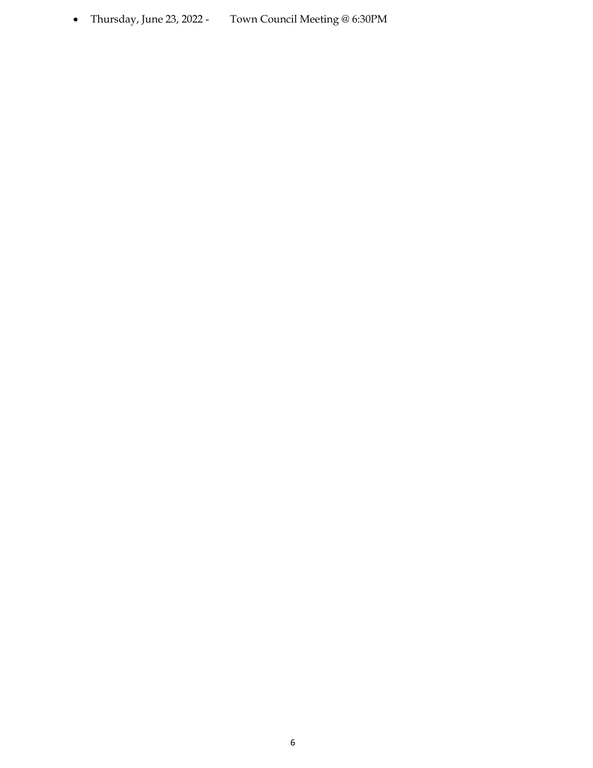- Thursday, June 23, 2022 - Town Council Meeting @ 6:30PM